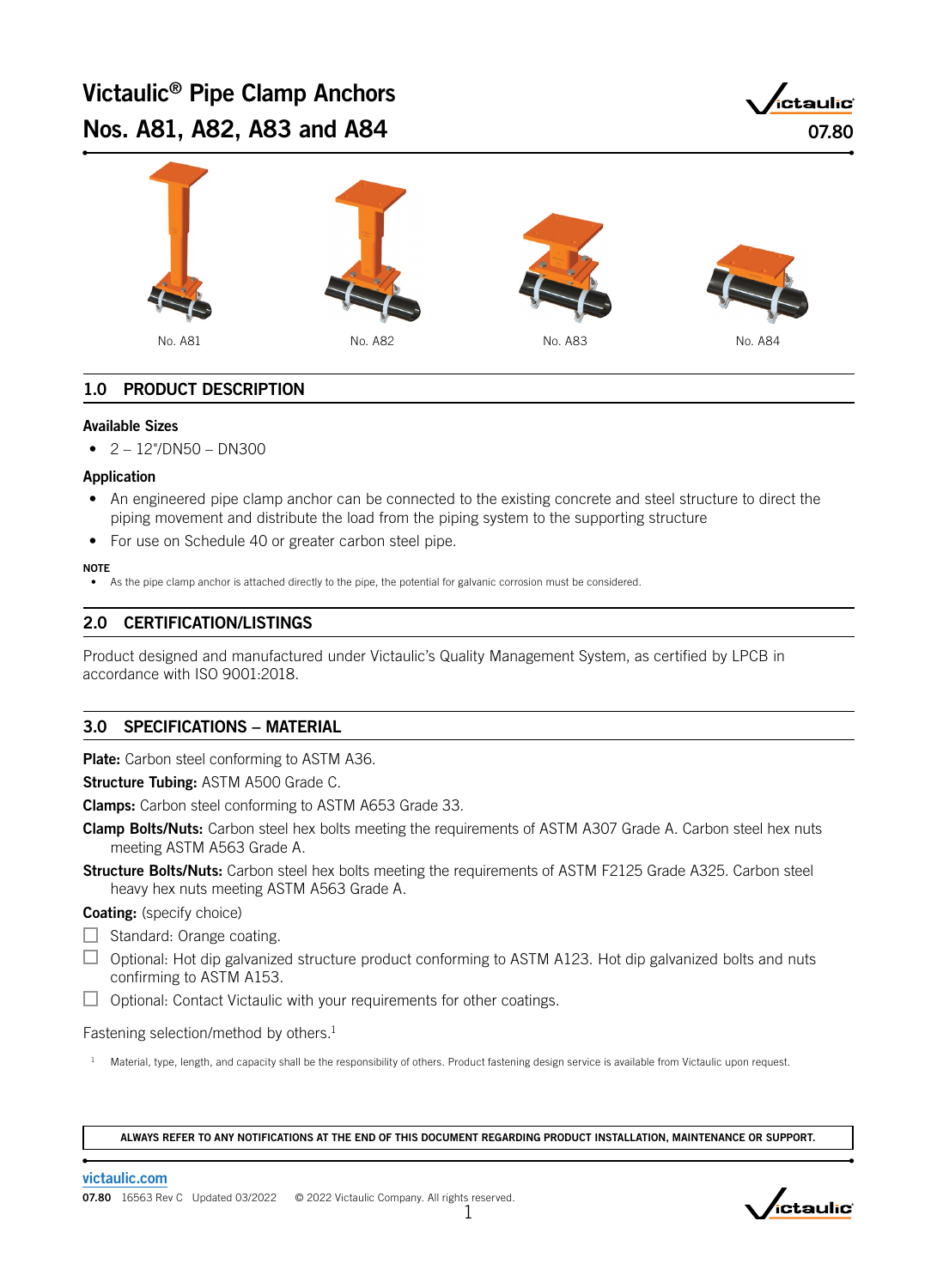# Victaulic® Pipe Clamp Anchors Nos. A81, A82, A83 and A84

07.80

No. A81 No. A82 No. A83 No. A84

## 1.0 PRODUCT DESCRIPTION

### Available Sizes

- 2 – 12"/DN50 – DN300

### Application

- An engineered pipe clamp anchor can be connected to the existing concrete and steel structure to direct the piping movement and distribute the load from the piping system to the supporting structure
- For use on Schedule 40 or greater carbon steel pipe.

**NOTE**

- As the pipe clamp anchor is attached directly to the pipe, the potential for galvanic corrosion must be considered.

## 2.0 CERTIFICATION/LISTINGS

Product designed and manufactured under Victaulic's Quality Management System, as certified by LPCB in accordance with ISO 9001:2018.

## 3.0 SPECIFICATIONS – MATERIAL

**Plate:** Carbon steel conforming to ASTM A36.

**Structure Tubing:** ASTM A500 Grade C.

**Clamps:** Carbon steel conforming to ASTM A653 Grade 33.

**Clamp Bolts/Nuts:** Carbon steel hex bolts meeting the requirements of ASTM A307 Grade A. Carbon steel hex nuts meeting ASTM A563 Grade A.

**Structure Bolts/Nuts:** Carbon steel hex bolts meeting the requirements of ASTM F2125 Grade A325. Carbon steel heavy hex nuts meeting ASTM A563 Grade A.

**Coating:** (specify choice)

- ☐ Standard: Orange coating.
- ☐ Optional: Hot dip galvanized structure product conforming to ASTM A123. Hot dip galvanized bolts and nuts confirming to ASTM A153.
- ☐ Optional: Contact Victaulic with your requirements for other coatings.

Fastening selection/method by others.[1]

[1] Material, type, length, and capacity shall be the responsibility of others. Product fastening design service is available from Victaulic upon request.

**ALWAYS REFER TO ANY NOTIFICATIONS AT THE END OF THIS DOCUMENT REGARDING PRODUCT INSTALLATION, MAINTENANCE OR SUPPORT.**

victaulic.com

07.80 16563 Rev C Updated 03/2022 © 2022 Victaulic Company. All rights reserved.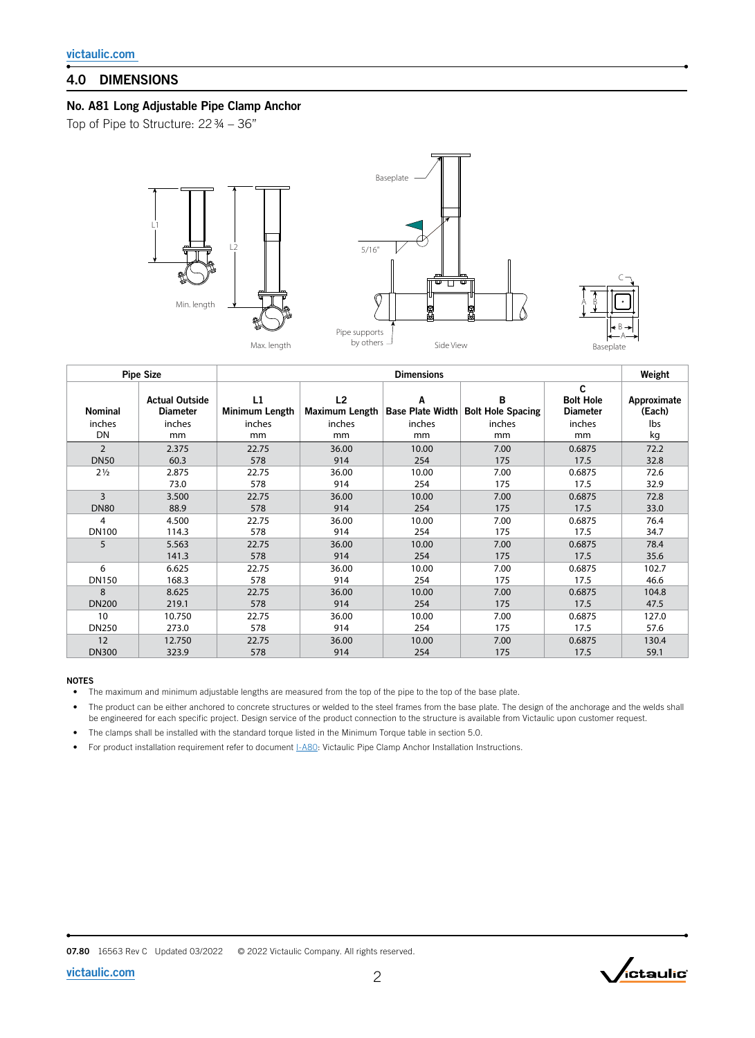## 4.0 DIMENSIONS

### No. A81 Long Adjustable Pipe Clamp Anchor

Top of Pipe to Structure: 22¾ – 36"

Min. length

Max. length

Baseplate

5/16"

Pipe supports by others

Side View

Baseplate

| Pipe Size | | Dimensions | | | | | Weight |
|---|---|---|---|---|---|---|---|
| Nominal inches DN | Actual Outside Diameter inches mm | L1 Minimum Length inches mm | L2 Maximum Length inches mm | A Base Plate Width inches mm | B Bolt Hole Spacing inches mm | C Bolt Hole Diameter inches mm | Approximate (Each) lbs kg |
| 2<br>DN50 | 2.375<br>60.3 | 22.75<br>578 | 36.00<br>914 | 10.00<br>254 | 7.00<br>175 | 0.6875<br>17.5 | 72.2<br>32.8 |
| 2½ | 2.875<br>73.0 | 22.75<br>578 | 36.00<br>914 | 10.00<br>254 | 7.00<br>175 | 0.6875<br>17.5 | 72.6<br>32.9 |
| 3<br>DN80 | 3.500<br>88.9 | 22.75<br>578 | 36.00<br>914 | 10.00<br>254 | 7.00<br>175 | 0.6875<br>17.5 | 72.8<br>33.0 |
| 4<br>DN100 | 4.500<br>114.3 | 22.75<br>578 | 36.00<br>914 | 10.00<br>254 | 7.00<br>175 | 0.6875<br>17.5 | 76.4<br>34.7 |
| 5 | 5.563<br>141.3 | 22.75<br>578 | 36.00<br>914 | 10.00<br>254 | 7.00<br>175 | 0.6875<br>17.5 | 78.4<br>35.6 |
| 6<br>DN150 | 6.625<br>168.3 | 22.75<br>578 | 36.00<br>914 | 10.00<br>254 | 7.00<br>175 | 0.6875<br>17.5 | 102.7<br>46.6 |
| 8<br>DN200 | 8.625<br>219.1 | 22.75<br>578 | 36.00<br>914 | 10.00<br>254 | 7.00<br>175 | 0.6875<br>17.5 | 104.8<br>47.5 |
| 10<br>DN250 | 10.750<br>273.0 | 22.75<br>578 | 36.00<br>914 | 10.00<br>254 | 7.00<br>175 | 0.6875<br>17.5 | 127.0<br>57.6 |
| 12<br>DN300 | 12.750<br>323.9 | 22.75<br>578 | 36.00<br>914 | 10.00<br>254 | 7.00<br>175 | 0.6875<br>17.5 | 130.4<br>59.1 |

**NOTES**

- The maximum and minimum adjustable lengths are measured from the top of the pipe to the top of the base plate.
- The product can be either anchored to concrete structures or welded to the steel frames from the base plate. The design of the anchorage and the welds shall be engineered for each specific project. Design service of the product connection to the structure is available from Victaulic upon customer request.
- The clamps shall be installed with the standard torque listed in the Minimum Torque table in section 5.0.
- For product installation requirement refer to document I-A80: Victaulic Pipe Clamp Anchor Installation Instructions.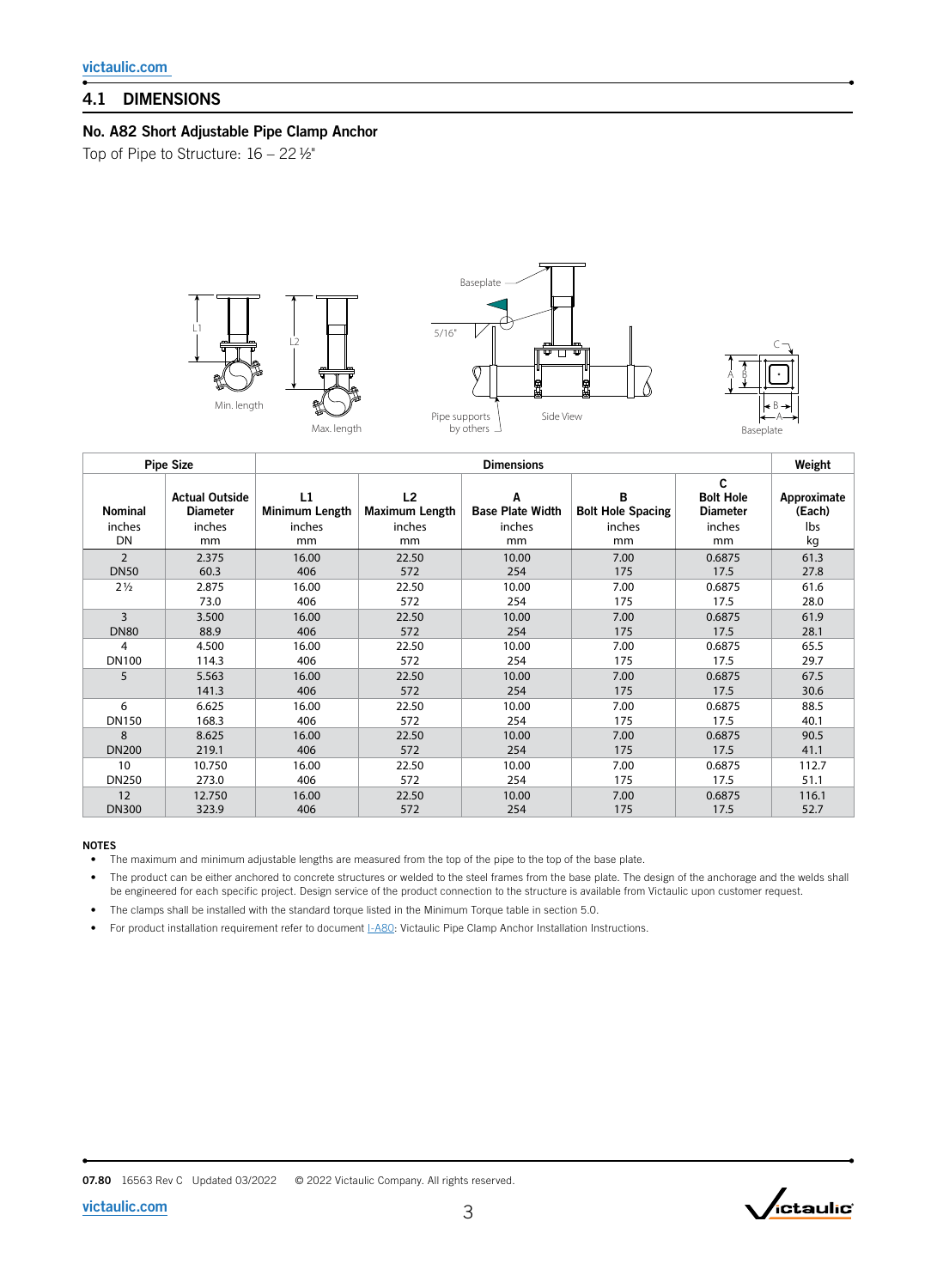## 4.1 DIMENSIONS

### No. A82 Short Adjustable Pipe Clamp Anchor

Top of Pipe to Structure: 16 – 22 ½"

| Pipe Size | | Dimensions | | | | | Weight |
|---|---|---|---|---|---|---|---|
| Nominal inches DN | Actual Outside Diameter inches mm | L1 Minimum Length inches mm | L2 Maximum Length inches mm | A Base Plate Width inches mm | B Bolt Hole Spacing inches mm | C Bolt Hole Diameter inches mm | Approximate (Each) lbs kg |
| 2 DN50 | 2.375 60.3 | 16.00 406 | 22.50 572 | 10.00 254 | 7.00 175 | 0.6875 17.5 | 61.3 27.8 |
| 2 ½ | 2.875 73.0 | 16.00 406 | 22.50 572 | 10.00 254 | 7.00 175 | 0.6875 17.5 | 61.6 28.0 |
| 3 DN80 | 3.500 88.9 | 16.00 406 | 22.50 572 | 10.00 254 | 7.00 175 | 0.6875 17.5 | 61.9 28.1 |
| 4 DN100 | 4.500 114.3 | 16.00 406 | 22.50 572 | 10.00 254 | 7.00 175 | 0.6875 17.5 | 65.5 29.7 |
| 5 | 5.563 141.3 | 16.00 406 | 22.50 572 | 10.00 254 | 7.00 175 | 0.6875 17.5 | 67.5 30.6 |
| 6 DN150 | 6.625 168.3 | 16.00 406 | 22.50 572 | 10.00 254 | 7.00 175 | 0.6875 17.5 | 88.5 40.1 |
| 8 DN200 | 8.625 219.1 | 16.00 406 | 22.50 572 | 10.00 254 | 7.00 175 | 0.6875 17.5 | 90.5 41.1 |
| 10 DN250 | 10.750 273.0 | 16.00 406 | 22.50 572 | 10.00 254 | 7.00 175 | 0.6875 17.5 | 112.7 51.1 |
| 12 DN300 | 12.750 323.9 | 16.00 406 | 22.50 572 | 10.00 254 | 7.00 175 | 0.6875 17.5 | 116.1 52.7 |

**NOTES**

- The maximum and minimum adjustable lengths are measured from the top of the pipe to the top of the base plate.
- The product can be either anchored to concrete structures or welded to the steel frames from the base plate. The design of the anchorage and the welds shall be engineered for each specific project. Design service of the product connection to the structure is available from Victaulic upon customer request.
- The clamps shall be installed with the standard torque listed in the Minimum Torque table in section 5.0.
- For product installation requirement refer to document I-A80: Victaulic Pipe Clamp Anchor Installation Instructions.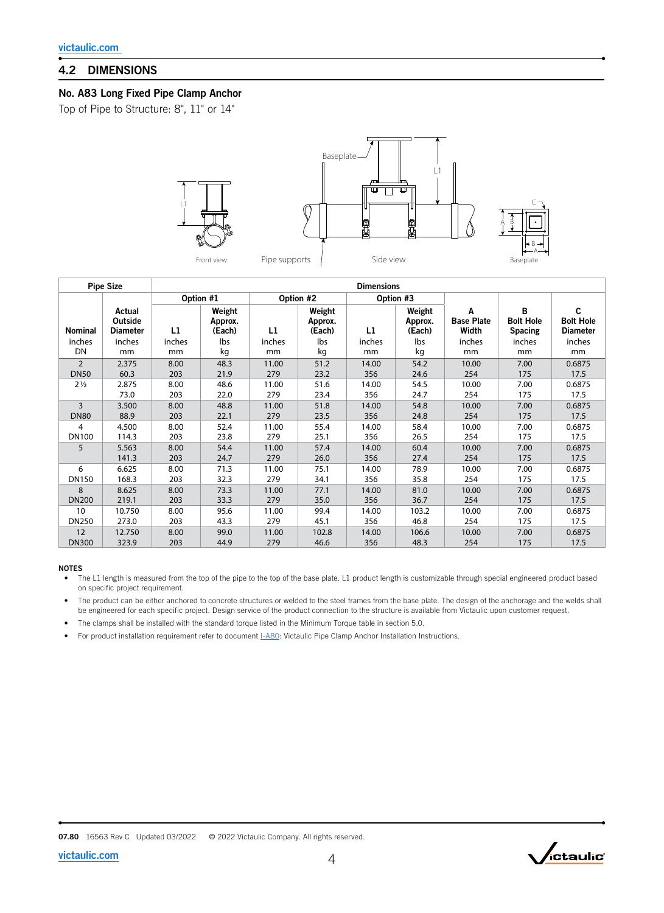## 4.2 DIMENSIONS

### No. A83 Long Fixed Pipe Clamp Anchor

Top of Pipe to Structure: 8", 11" or 14"

| Pipe Size | | Dimensions | | | | | | | | |
|---|---|---|---|---|---|---|---|---|---|---|
| | | Option #1 | | Option #2 | | Option #3 | | | | |
| Nominal inches DN | Actual Outside Diameter inches mm | L1 inches mm | Weight Approx. (Each) lbs kg | L1 inches mm | Weight Approx. (Each) lbs kg | L1 inches mm | Weight Approx. (Each) lbs kg | A Base Plate Width inches mm | B Bolt Hole Spacing inches mm | C Bolt Hole Diameter inches mm |
| 2 DN50 | 2.375 60.3 | 8.00 203 | 48.3 21.9 | 11.00 279 | 51.2 23.2 | 14.00 356 | 54.2 24.6 | 10.00 254 | 7.00 175 | 0.6875 17.5 |
| 2½ | 2.875 73.0 | 8.00 203 | 48.6 22.0 | 11.00 279 | 51.6 23.4 | 14.00 356 | 54.5 24.7 | 10.00 254 | 7.00 175 | 0.6875 17.5 |
| 3 DN80 | 3.500 88.9 | 8.00 203 | 48.8 22.1 | 11.00 279 | 51.8 23.5 | 14.00 356 | 54.8 24.8 | 10.00 254 | 7.00 175 | 0.6875 17.5 |
| 4 DN100 | 4.500 114.3 | 8.00 203 | 52.4 23.8 | 11.00 279 | 55.4 25.1 | 14.00 356 | 58.4 26.5 | 10.00 254 | 7.00 175 | 0.6875 17.5 |
| 5 | 5.563 141.3 | 8.00 203 | 54.4 24.7 | 11.00 279 | 57.4 26.0 | 14.00 356 | 60.4 27.4 | 10.00 254 | 7.00 175 | 0.6875 17.5 |
| 6 DN150 | 6.625 168.3 | 8.00 203 | 71.3 32.3 | 11.00 279 | 75.1 34.1 | 14.00 356 | 78.9 35.8 | 10.00 254 | 7.00 175 | 0.6875 17.5 |
| 8 DN200 | 8.625 219.1 | 8.00 203 | 73.3 33.3 | 11.00 279 | 77.1 35.0 | 14.00 356 | 81.0 36.7 | 10.00 254 | 7.00 175 | 0.6875 17.5 |
| 10 DN250 | 10.750 273.0 | 8.00 203 | 95.6 43.3 | 11.00 279 | 99.4 45.1 | 14.00 356 | 103.2 46.8 | 10.00 254 | 7.00 175 | 0.6875 17.5 |
| 12 DN300 | 12.750 323.9 | 8.00 203 | 99.0 44.9 | 11.00 279 | 102.8 46.6 | 14.00 356 | 106.6 48.3 | 10.00 254 | 7.00 175 | 0.6875 17.5 |

**NOTES**

- The L1 length is measured from the top of the pipe to the top of the base plate. L1 product length is customizable through special engineered product based on specific project requirement.
- The product can be either anchored to concrete structures or welded to the steel frames from the base plate. The design of the anchorage and the welds shall be engineered for each specific project. Design service of the product connection to the structure is available from Victaulic upon customer request.
- The clamps shall be installed with the standard torque listed in the Minimum Torque table in section 5.0.
- For product installation requirement refer to document I-A80: Victaulic Pipe Clamp Anchor Installation Instructions.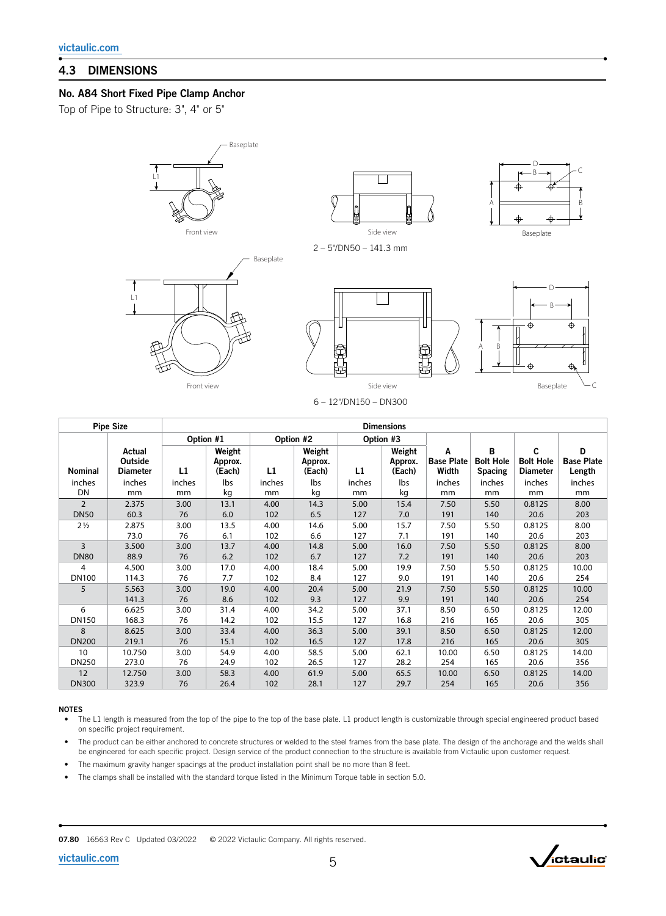## 4.3 DIMENSIONS

### No. A84 Short Fixed Pipe Clamp Anchor

Top of Pipe to Structure: 3", 4" or 5"

Baseplate

L1

Front view

Side view

D

B

C

A

B

Baseplate

2 – 5"/DN50 – 141.3 mm

Baseplate

L1

Front view

Side view

D

B

A

B

Baseplate

C

6 – 12"/DN150 – DN300

| Pipe Size | | Dimensions | | | | | | | | | |
|---|---|---|---|---|---|---|---|---|---|---|---|
| | | Option #1 | | Option #2 | | Option #3 | | | | | |
| Nominal | Actual Outside Diameter | L1 | Weight Approx. (Each) | L1 | Weight Approx. (Each) | L1 | Weight Approx. (Each) | A Base Plate Width | B Bolt Hole Spacing | C Bolt Hole Diameter | D Base Plate Length |
| inches DN | inches mm | inches mm | lbs kg | inches mm | lbs kg | inches mm | lbs kg | inches mm | inches mm | inches mm | inches mm |
| 2 DN50 | 2.375 60.3 | 3.00 76 | 13.1 6.0 | 4.00 102 | 14.3 6.5 | 5.00 127 | 15.4 7.0 | 7.50 191 | 5.50 140 | 0.8125 20.6 | 8.00 203 |
| 2½ | 2.875 73.0 | 3.00 76 | 13.5 6.1 | 4.00 102 | 14.6 6.6 | 5.00 127 | 15.7 7.1 | 7.50 191 | 5.50 140 | 0.8125 20.6 | 8.00 203 |
| 3 DN80 | 3.500 88.9 | 3.00 76 | 13.7 6.2 | 4.00 102 | 14.8 6.7 | 5.00 127 | 16.0 7.2 | 7.50 191 | 5.50 140 | 0.8125 20.6 | 8.00 203 |
| 4 DN100 | 4.500 114.3 | 3.00 76 | 17.0 7.7 | 4.00 102 | 18.4 8.4 | 5.00 127 | 19.9 9.0 | 7.50 191 | 5.50 140 | 0.8125 20.6 | 10.00 254 |
| 5 | 5.563 141.3 | 3.00 76 | 19.0 8.6 | 4.00 102 | 20.4 9.3 | 5.00 127 | 21.9 9.9 | 7.50 191 | 5.50 140 | 0.8125 20.6 | 10.00 254 |
| 6 DN150 | 6.625 168.3 | 3.00 76 | 31.4 14.2 | 4.00 102 | 34.2 15.5 | 5.00 127 | 37.1 16.8 | 8.50 216 | 6.50 165 | 0.8125 20.6 | 12.00 305 |
| 8 DN200 | 8.625 219.1 | 3.00 76 | 33.4 15.1 | 4.00 102 | 36.3 16.5 | 5.00 127 | 39.1 17.8 | 8.50 216 | 6.50 165 | 0.8125 20.6 | 12.00 305 |
| 10 DN250 | 10.750 273.0 | 3.00 76 | 54.9 24.9 | 4.00 102 | 58.5 26.5 | 5.00 127 | 62.1 28.2 | 10.00 254 | 6.50 165 | 0.8125 20.6 | 14.00 356 |
| 12 DN300 | 12.750 323.9 | 3.00 76 | 58.3 26.4 | 4.00 102 | 61.9 28.1 | 5.00 127 | 65.5 29.7 | 10.00 254 | 6.50 165 | 0.8125 20.6 | 14.00 356 |

**NOTES**

- The L1 length is measured from the top of the pipe to the top of the base plate. L1 product length is customizable through special engineered product based on specific project requirement.
- The product can be either anchored to concrete structures or welded to the steel frames from the base plate. The design of the anchorage and the welds shall be engineered for each specific project. Design service of the product connection to the structure is available from Victaulic upon customer request.
- The maximum gravity hanger spacings at the product installation point shall be no more than 8 feet.
- The clamps shall be installed with the standard torque listed in the Minimum Torque table in section 5.0.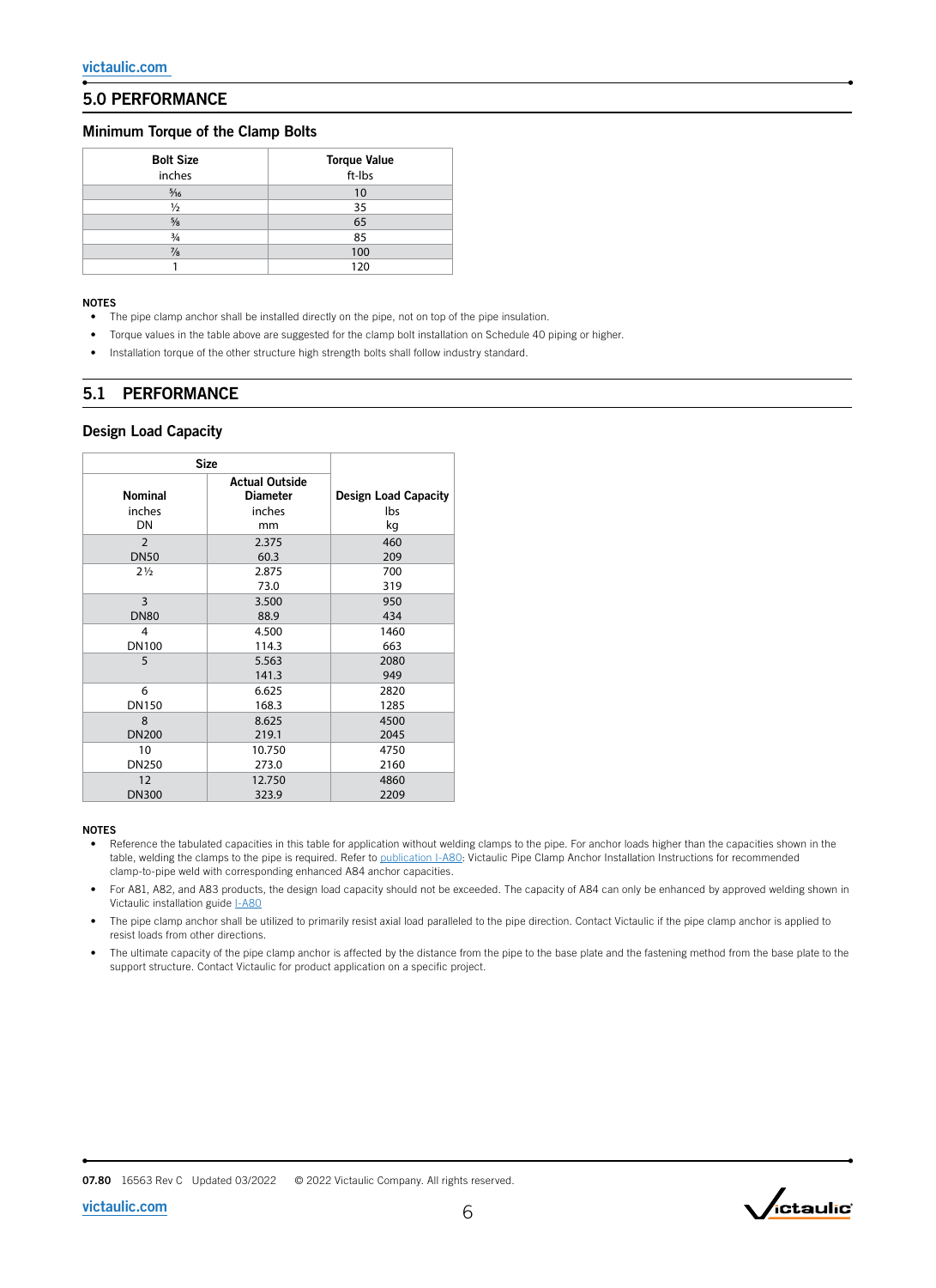## 5.0 PERFORMANCE

### Minimum Torque of the Clamp Bolts

| Bolt Size<br>inches | Torque Value<br>ft-lbs |
|---|---|
| 5/16 | 10 |
| ½ | 35 |
| ⅝ | 65 |
| ¾ | 85 |
| ⅞ | 100 |
| 1 | 120 |

**NOTES**

- The pipe clamp anchor shall be installed directly on the pipe, not on top of the pipe insulation.
- Torque values in the table above are suggested for the clamp bolt installation on Schedule 40 piping or higher.
- Installation torque of the other structure high strength bolts shall follow industry standard.

## 5.1 PERFORMANCE

### Design Load Capacity

| Size | | Design Load Capacity |
|---|---|---|
| Nominal<br>inches<br>DN | Actual Outside Diameter<br>inches<br>mm | lbs<br>kg |
| 2<br>DN50 | 2.375<br>60.3 | 460<br>209 |
| 2½ | 2.875<br>73.0 | 700<br>319 |
| 3<br>DN80 | 3.500<br>88.9 | 950<br>434 |
| 4<br>DN100 | 4.500<br>114.3 | 1460<br>663 |
| 5 | 5.563<br>141.3 | 2080<br>949 |
| 6<br>DN150 | 6.625<br>168.3 | 2820<br>1285 |
| 8<br>DN200 | 8.625<br>219.1 | 4500<br>2045 |
| 10<br>DN250 | 10.750<br>273.0 | 4750<br>2160 |
| 12<br>DN300 | 12.750<br>323.9 | 4860<br>2209 |

**NOTES**

- Reference the tabulated capacities in this table for application without welding clamps to the pipe. For anchor loads higher than the capacities shown in the table, welding the clamps to the pipe is required. Refer to publication I-A80: Victaulic Pipe Clamp Anchor Installation Instructions for recommended clamp-to-pipe weld with corresponding enhanced A84 anchor capacities.
- For A81, A82, and A83 products, the design load capacity should not be exceeded. The capacity of A84 can only be enhanced by approved welding shown in Victaulic installation guide I-A80
- The pipe clamp anchor shall be utilized to primarily resist axial load paralleled to the pipe direction. Contact Victaulic if the pipe clamp anchor is applied to resist loads from other directions.
- The ultimate capacity of the pipe clamp anchor is affected by the distance from the pipe to the base plate and the fastening method from the base plate to the support structure. Contact Victaulic for product application on a specific project.

07.80 16563 Rev C Updated 03/2022 © 2022 Victaulic Company. All rights reserved.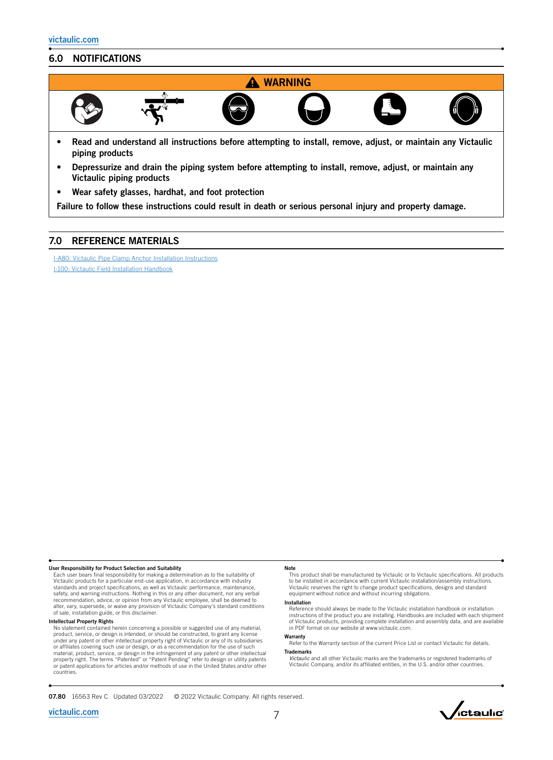## 6.0 NOTIFICATIONS

**⚠ WARNING**

- **Read and understand all instructions before attempting to install, remove, adjust, or maintain any Victaulic piping products**
- **Depressurize and drain the piping system before attempting to install, remove, adjust, or maintain any Victaulic piping products**
- **Wear safety glasses, hardhat, and foot protection**

**Failure to follow these instructions could result in death or serious personal injury and property damage.**

## 7.0 REFERENCE MATERIALS

I-A80: Victaulic Pipe Clamp Anchor Installation Instructions

I-100: Victaulic Field Installation Handbook

**User Responsibility for Product Selection and Suitability**

Each user bears final responsibility for making a determination as to the suitability of Victaulic products for a particular end-use application, in accordance with industry standards and project specifications, as well as Victaulic performance, maintenance, safety, and warning instructions. Nothing in this or any other document, nor any verbal recommendation, advice, or opinion from any Victaulic employee, shall be deemed to alter, vary, supersede, or waive any provision of Victaulic Company's standard conditions of sale, installation guide, or this disclaimer.

**Intellectual Property Rights**

No statement contained herein concerning a possible or suggested use of any material, product, service, or design is intended, or should be constructed, to grant any license under any patent or other intellectual property right of Victaulic or any of its subsidiaries or affiliates covering such use or design, or as a recommendation for the use of such material, product, service, or design in the infringement of any patent or other intellectual property right. The terms "Patented" or "Patent Pending" refer to design or utility patents or patent applications for articles and/or methods of use in the United States and/or other countries.

**Note**

This product shall be manufactured by Victaulic or to Victaulic specifications. All products to be installed in accordance with current Victaulic installation/assembly instructions. Victaulic reserves the right to change product specifications, designs and standard equipment without notice and without incurring obligations.

**Installation**

Reference should always be made to the Victaulic installation handbook or installation instructions of the product you are installing. Handbooks are included with each shipment of Victaulic products, providing complete installation and assembly data, and are available in PDF format on our website at www.victaulic.com.

**Warranty**

Refer to the Warranty section of the current Price List or contact Victaulic for details.

**Trademarks**

*Victaulic* and all other Victaulic marks are the trademarks or registered trademarks of Victaulic Company, and/or its affiliated entities, in the U.S. and/or other countries.

**07.80** 16563 Rev C Updated 03/2022 © 2022 Victaulic Company. All rights reserved.